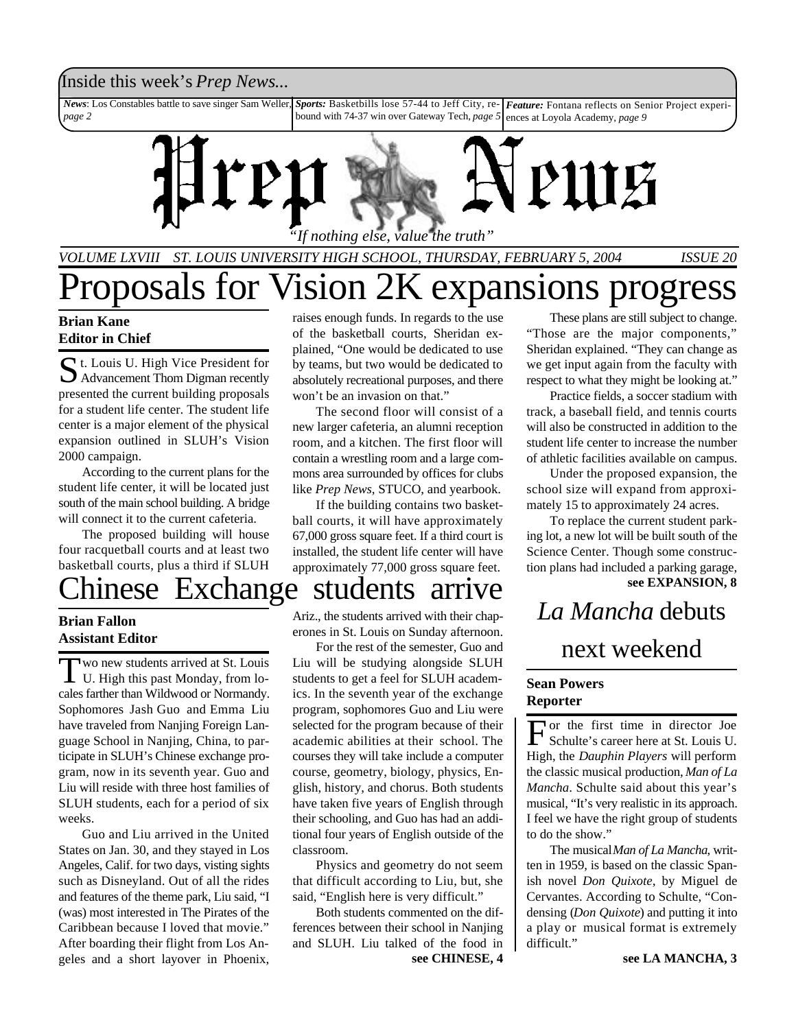Inside this week's *Prep News...*

*News*: Los Constables battle to save singer Sam Weller, *page 2*

*Sports:* Basketbills lose 57-44 to Jeff City, rebound with 74-37 win over Gateway Tech, *page 5*

*Feature:* Fontana reflects on Senior Project experiences at Loyola Academy, *page 9*

# Prep News

*"If nothing else, value the truth"*

*VOLUME LXVIII ST. LOUIS UNIVERSITY HIGH SCHOOL, THURSDAY, FEBRUARY 5, 2004 ISSUE 20*

# Proposals for Vision 2K expansions progress

**Brian Kane**
**Editor in Chief**

St. Louis U. High Vice President for Advancement Thom Digman recently presented the current building proposals for a student life center. The student life center is a major element of the physical expansion outlined in SLUH's Vision 2000 campaign.

According to the current plans for the student life center, it will be located just south of the main school building. A bridge will connect it to the current cafeteria.

The proposed building will house four racquetball courts and at least two basketball courts, plus a third if SLUH raises enough funds. In regards to the use of the basketball courts, Sheridan explained, "One would be dedicated to use by teams, but two would be dedicated to absolutely recreational purposes, and there won't be an invasion on that."

The second floor will consist of a new larger cafeteria, an alumni reception room, and a kitchen. The first floor will contain a wrestling room and a large commons area surrounded by offices for clubs like *Prep News*, STUCO, and yearbook.

If the building contains two basketball courts, it will have approximately 67,000 gross square feet. If a third court is installed, the student life center will have approximately 77,000 gross square feet.

These plans are still subject to change. "Those are the major components," Sheridan explained. "They can change as we get input again from the faculty with respect to what they might be looking at."

Practice fields, a soccer stadium with track, a baseball field, and tennis courts will also be constructed in addition to the student life center to increase the number of athletic facilities available on campus.

Under the proposed expansion, the school size will expand from approximately 15 to approximately 24 acres.

To replace the current student parking lot, a new lot will be built south of the Science Center. Though some construction plans had included a parking garage,

**see EXPANSION, 8**

# Chinese Exchange students arrive

**Brian Fallon**
**Assistant Editor**

Two new students arrived at St. Louis U. High this past Monday, from locales farther than Wildwood or Normandy. Sophomores Jash Guo and Emma Liu have traveled from Nanjing Foreign Language School in Nanjing, China, to participate in SLUH's Chinese exchange program, now in its seventh year. Guo and Liu will reside with three host families of SLUH students, each for a period of six weeks.

Guo and Liu arrived in the United States on Jan. 30, and they stayed in Los Angeles, Calif. for two days, visting sights such as Disneyland. Out of all the rides and features of the theme park, Liu said, "I (was) most interested in The Pirates of the Caribbean because I loved that movie." After boarding their flight from Los Angeles and a short layover in Phoenix, Ariz., the students arrived with their chaperones in St. Louis on Sunday afternoon.

For the rest of the semester, Guo and Liu will be studying alongside SLUH students to get a feel for SLUH academics. In the seventh year of the exchange program, sophomores Guo and Liu were selected for the program because of their academic abilities at their school. The courses they will take include a computer course, geometry, biology, physics, English, history, and chorus. Both students have taken five years of English through their schooling, and Guo has had an additional four years of English outside of the classroom.

Physics and geometry do not seem that difficult according to Liu, but, she said, "English here is very difficult."

Both students commented on the differences between their school in Nanjing and SLUH. Liu talked of the food in

**see CHINESE, 4**

# *La Mancha* debuts next weekend

**Sean Powers**
**Reporter**

For the first time in director Joe Schulte's career here at St. Louis U. High, the *Dauphin Players* will perform the classic musical production, *Man of La Mancha*. Schulte said about this year's musical, "It's very realistic in its approach. I feel we have the right group of students to do the show."

The musical *Man of La Mancha*, written in 1959, is based on the classic Spanish novel *Don Quixote*, by Miguel de Cervantes. According to Schulte, "Condensing (*Don Quixote*) and putting it into a play or musical format is extremely difficult."

**see LA MANCHA, 3**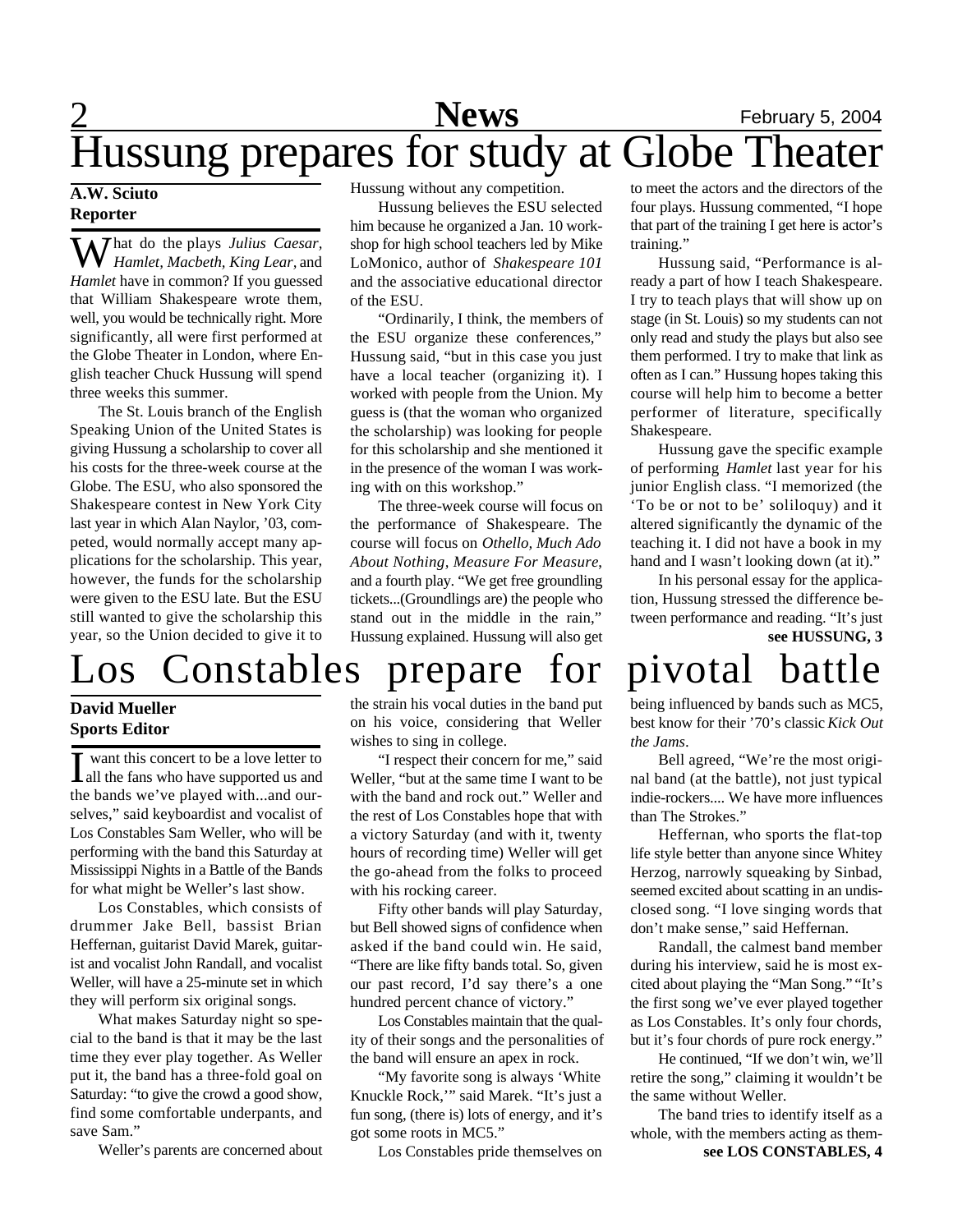# Hussung prepares for study at Globe Theater

**A.W. Sciuto**
**Reporter**

What do the plays *Julius Caesar, Hamlet, Macbeth, King Lear,* and *Hamlet* have in common? If you guessed that William Shakespeare wrote them, well, you would be technically right. More significantly, all were first performed at the Globe Theater in London, where English teacher Chuck Hussung will spend three weeks this summer.

The St. Louis branch of the English Speaking Union of the United States is giving Hussung a scholarship to cover all his costs for the three-week course at the Globe. The ESU, who also sponsored the Shakespeare contest in New York City last year in which Alan Naylor, '03, competed, would normally accept many applications for the scholarship. This year, however, the funds for the scholarship were given to the ESU late. But the ESU still wanted to give the scholarship this year, so the Union decided to give it to Hussung without any competition.

Hussung believes the ESU selected him because he organized a Jan. 10 workshop for high school teachers led by Mike LoMonico, author of *Shakespeare 101* and the associative educational director of the ESU.

"Ordinarily, I think, the members of the ESU organize these conferences," Hussung said, "but in this case you just have a local teacher (organizing it). I worked with people from the Union. My guess is (that the woman who organized the scholarship) was looking for people for this scholarship and she mentioned it in the presence of the woman I was working with on this workshop."

The three-week course will focus on the performance of Shakespeare. The course will focus on *Othello, Much Ado About Nothing, Measure For Measure*, and a fourth play. "We get free groundling tickets...(Groundlings are) the people who stand out in the middle in the rain," Hussung explained. Hussung will also get to meet the actors and the directors of the four plays. Hussung commented, "I hope that part of the training I get here is actor's training."

Hussung said, "Performance is already a part of how I teach Shakespeare. I try to teach plays that will show up on stage (in St. Louis) so my students can not only read and study the plays but also see them performed. I try to make that link as often as I can." Hussung hopes taking this course will help him to become a better performer of literature, specifically Shakespeare.

Hussung gave the specific example of performing *Hamlet* last year for his junior English class. "I memorized (the 'To be or not to be' soliloquy) and it altered significantly the dynamic of the teaching it. I did not have a book in my hand and I wasn't looking down (at it)."

In his personal essay for the application, Hussung stressed the difference between performance and reading. "It's just

**see HUSSUNG, 3**

# Los Constables prepare for pivotal battle

**David Mueller**
**Sports Editor**

"I want this concert to be a love letter to all the fans who have supported us and the bands we've played with...and ourselves," said keyboardist and vocalist of Los Constables Sam Weller, who will be performing with the band this Saturday at Mississippi Nights in a Battle of the Bands for what might be Weller's last show.

Los Constables, which consists of drummer Jake Bell, bassist Brian Heffernan, guitarist David Marek, guitarist and vocalist John Randall, and vocalist Weller, will have a 25-minute set in which they will perform six original songs.

What makes Saturday night so special to the band is that it may be the last time they ever play together. As Weller put it, the band has a three-fold goal on Saturday: "to give the crowd a good show, find some comfortable underpants, and save Sam."

Weller's parents are concerned about the strain his vocal duties in the band put on his voice, considering that Weller wishes to sing in college.

"I respect their concern for me," said Weller, "but at the same time I want to be with the band and rock out." Weller and the rest of Los Constables hope that with a victory Saturday (and with it, twenty hours of recording time) Weller will get the go-ahead from the folks to proceed with his rocking career.

Fifty other bands will play Saturday, but Bell showed signs of confidence when asked if the band could win. He said, "There are like fifty bands total. So, given our past record, I'd say there's a one hundred percent chance of victory."

Los Constables maintain that the quality of their songs and the personalities of the band will ensure an apex in rock.

"My favorite song is always 'White Knuckle Rock,'" said Marek. "It's just a fun song, (there is) lots of energy, and it's got some roots in MC5."

Los Constables pride themselves on being influenced by bands such as MC5, best know for their '70's classic *Kick Out the Jams*.

Bell agreed, "We're the most original band (at the battle), not just typical indie-rockers.... We have more influences than The Strokes."

Heffernan, who sports the flat-top life style better than anyone since Whitey Herzog, narrowly squeaking by Sinbad, seemed excited about scatting in an undisclosed song. "I love singing words that don't make sense," said Heffernan.

Randall, the calmest band member during his interview, said he is most excited about playing the "Man Song." "It's the first song we've ever played together as Los Constables. It's only four chords, but it's four chords of pure rock energy."

He continued, "If we don't win, we'll retire the song," claiming it wouldn't be the same without Weller.

The band tries to identify itself as a whole, with the members acting as them-

**see LOS CONSTABLES, 4**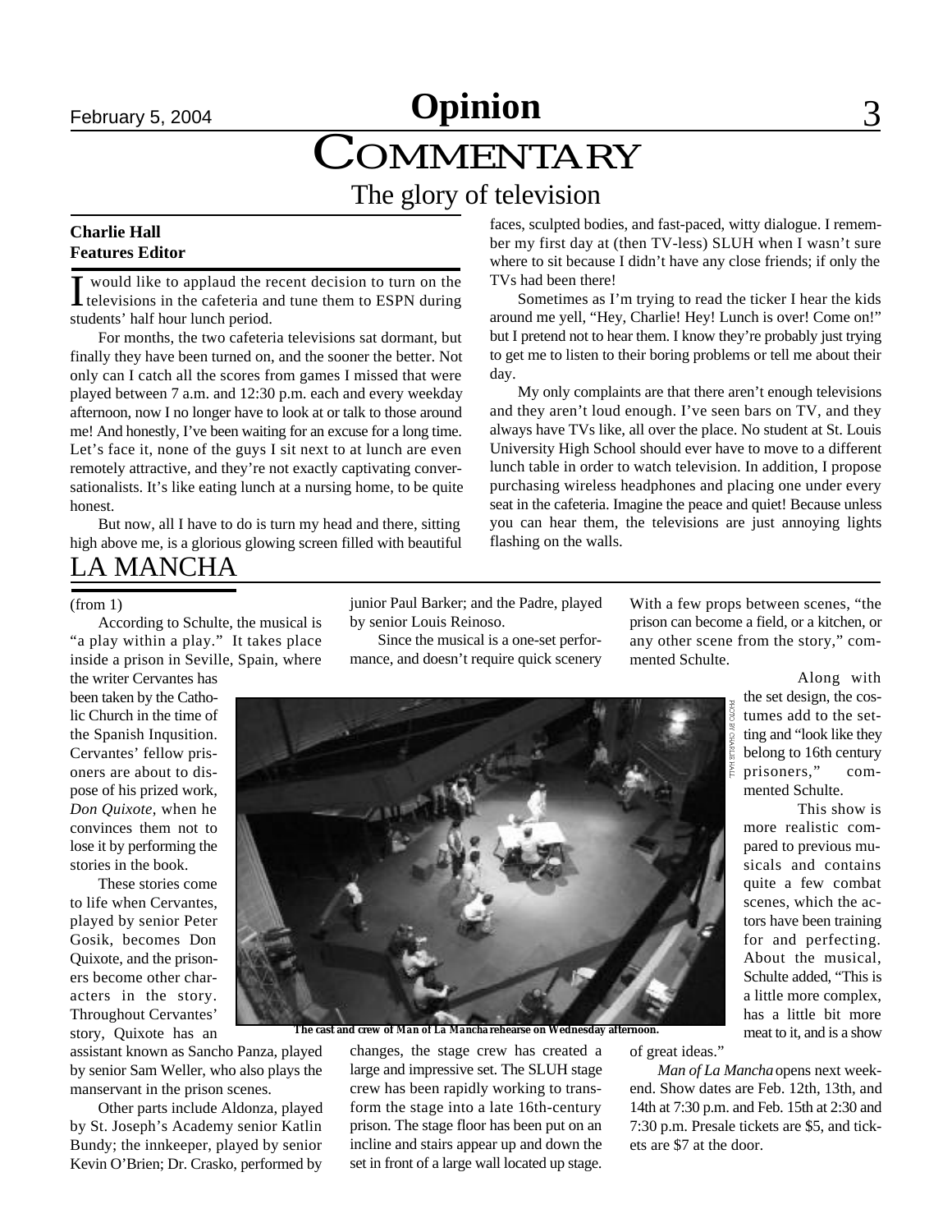# Opinion

# COMMENTARY

## The glory of television

**Charlie Hall**
**Features Editor**

I would like to applaud the recent decision to turn on the televisions in the cafeteria and tune them to ESPN during students' half hour lunch period.

For months, the two cafeteria televisions sat dormant, but finally they have been turned on, and the sooner the better. Not only can I catch all the scores from games I missed that were played between 7 a.m. and 12:30 p.m. each and every weekday afternoon, now I no longer have to look at or talk to those around me! And honestly, I've been waiting for an excuse for a long time. Let's face it, none of the guys I sit next to at lunch are even remotely attractive, and they're not exactly captivating conversationalists. It's like eating lunch at a nursing home, to be quite honest.

But now, all I have to do is turn my head and there, sitting high above me, is a glorious glowing screen filled with beautiful faces, sculpted bodies, and fast-paced, witty dialogue. I remember my first day at (then TV-less) SLUH when I wasn't sure where to sit because I didn't have any close friends; if only the TVs had been there!

Sometimes as I'm trying to read the ticker I hear the kids around me yell, "Hey, Charlie! Hey! Lunch is over! Come on!" but I pretend not to hear them. I know they're probably just trying to get me to listen to their boring problems or tell me about their day.

My only complaints are that there aren't enough televisions and they aren't loud enough. I've seen bars on TV, and they always have TVs like, all over the place. No student at St. Louis University High School should ever have to move to a different lunch table in order to watch television. In addition, I propose purchasing wireless headphones and placing one under every seat in the cafeteria. Imagine the peace and quiet! Because unless you can hear them, the televisions are just annoying lights flashing on the walls.

# LA MANCHA

(from 1)

According to Schulte, the musical is "a play within a play." It takes place inside a prison in Seville, Spain, where the writer Cervantes has been taken by the Catholic Church in the time of the Spanish Inqusition. Cervantes' fellow prisoners are about to dispose of his prized work, *Don Quixote*, when he convinces them not to lose it by performing the stories in the book.

These stories come to life when Cervantes, played by senior Peter Gosik, becomes Don Quixote, and the prisoners become other characters in the story. Throughout Cervantes' story, Quixote has an assistant known as Sancho Panza, played by senior Sam Weller, who also plays the manservant in the prison scenes.

Other parts include Aldonza, played by St. Joseph's Academy senior Katlin Bundy; the innkeeper, played by senior Kevin O'Brien; Dr. Crasko, performed by junior Paul Barker; and the Padre, played by senior Louis Reinoso.

Since the musical is a one-set performance, and doesn't require quick scenery changes, the stage crew has created a large and impressive set. The SLUH stage crew has been rapidly working to transform the stage into a late 16th-century prison. The stage floor has been put on an incline and stairs appear up and down the set in front of a large wall located up stage. With a few props between scenes, "the prison can become a field, or a kitchen, or any other scene from the story," commented Schulte.

PHOTO BY CHARLIE HALL

**The cast and crew of *Man of La Mancha* rehearse on Wednesday afternoon.**

Along with the set design, the costumes add to the setting and "look like they belong to 16th century prisoners," commented Schulte.

This show is more realistic compared to previous musicals and contains quite a few combat scenes, which the actors have been training for and perfecting. About the musical, Schulte added, "This is a little more complex, has a little bit more meat to it, and is a show of great ideas."

*Man of La Mancha* opens next weekend. Show dates are Feb. 12th, 13th, and 14th at 7:30 p.m. and Feb. 15th at 2:30 and 7:30 p.m. Presale tickets are $5, and tickets are $7 at the door.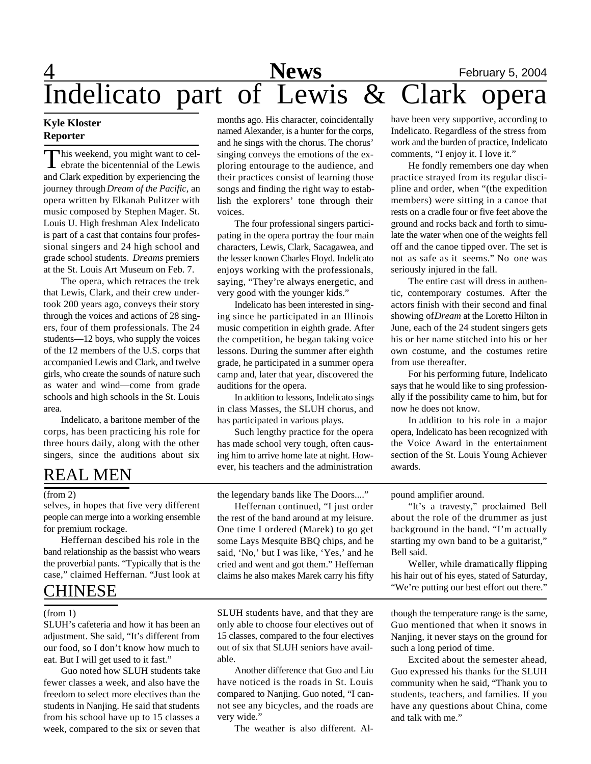# Indelicato part of Lewis & Clark opera

**Kyle Kloster**
**Reporter**

This weekend, you might want to celebrate the bicentennial of the Lewis and Clark expedition by experiencing the journey through *Dream of the Pacific*, an opera written by Elkanah Pulitzer with music composed by Stephen Mager. St. Louis U. High freshman Alex Indelicato is part of a cast that contains four professional singers and 24 high school and grade school students. *Dreams* premiers at the St. Louis Art Museum on Feb. 7.

The opera, which retraces the trek that Lewis, Clark, and their crew undertook 200 years ago, conveys their story through the voices and actions of 28 singers, four of them professionals. The 24 students—12 boys, who supply the voices of the 12 members of the U.S. corps that accompanied Lewis and Clark, and twelve girls, who create the sounds of nature such as water and wind—come from grade schools and high schools in the St. Louis area.

Indelicato, a baritone member of the corps, has been practicing his role for three hours daily, along with the other singers, since the auditions about six months ago. His character, coincidentally named Alexander, is a hunter for the corps, and he sings with the chorus. The chorus' singing conveys the emotions of the exploring entourage to the audience, and their practices consist of learning those songs and finding the right way to establish the explorers' tone through their voices.

The four professional singers participating in the opera portray the four main characters, Lewis, Clark, Sacagawea, and the lesser known Charles Floyd. Indelicato enjoys working with the professionals, saying, "They're always energetic, and very good with the younger kids."

Indelicato has been interested in singing since he participated in an Illinois music competition in eighth grade. After the competition, he began taking voice lessons. During the summer after eighth grade, he participated in a summer opera camp and, later that year, discovered the auditions for the opera.

In addition to lessons, Indelicato sings in class Masses, the SLUH chorus, and has participated in various plays.

Such lengthy practice for the opera has made school very tough, often causing him to arrive home late at night. However, his teachers and the administration have been very supportive, according to Indelicato. Regardless of the stress from work and the burden of practice, Indelicato comments, "I enjoy it. I love it."

He fondly remembers one day when practice strayed from its regular discipline and order, when "(the expedition members) were sitting in a canoe that rests on a cradle four or five feet above the ground and rocks back and forth to simulate the water when one of the weights fell off and the canoe tipped over. The set is not as safe as it seems." No one was seriously injured in the fall.

The entire cast will dress in authentic, contemporary costumes. After the actors finish with their second and final showing of *Dream* at the Loretto Hilton in June, each of the 24 student singers gets his or her name stitched into his or her own costume, and the costumes retire from use thereafter.

For his performing future, Indelicato says that he would like to sing professionally if the possibility came to him, but for now he does not know.

In addition to his role in a major opera, Indelicato has been recognized with the Voice Award in the entertainment section of the St. Louis Young Achiever awards.

## REAL MEN

(from 2)

selves, in hopes that five very different people can merge into a working ensemble for premium rockage.

Heffernan descibed his role in the band relationship as the bassist who wears the proverbial pants. "Typically that is the case," claimed Heffernan. "Just look at the legendary bands like The Doors...."

Heffernan continued, "I just order the rest of the band around at my leisure. One time I ordered (Marek) to go get some Lays Mesquite BBQ chips, and he said, 'No,' but I was like, 'Yes,' and he cried and went and got them." Heffernan claims he also makes Marek carry his fifty pound amplifier around.

"It's a travesty," proclaimed Bell about the role of the drummer as just background in the band. "I'm actually starting my own band to be a guitarist," Bell said.

Weller, while dramatically flipping his hair out of his eyes, stated of Saturday, "We're putting our best effort out there."

## CHINESE

(from 1)

SLUH's cafeteria and how it has been an adjustment. She said, "It's different from our food, so I don't know how much to eat. But I will get used to it fast."

Guo noted how SLUH students take fewer classes a week, and also have the freedom to select more electives than the students in Nanjing. He said that students from his school have up to 15 classes a week, compared to the six or seven that SLUH students have, and that they are only able to choose four electives out of 15 classes, compared to the four electives out of six that SLUH seniors have available.

Another difference that Guo and Liu have noticed is the roads in St. Louis compared to Nanjing. Guo noted, "I cannot see any bicycles, and the roads are very wide."

The weather is also different. Although the temperature range is the same, Guo mentioned that when it snows in Nanjing, it never stays on the ground for such a long period of time.

Excited about the semester ahead, Guo expressed his thanks for the SLUH community when he said, "Thank you to students, teachers, and families. If you have any questions about China, come and talk with me."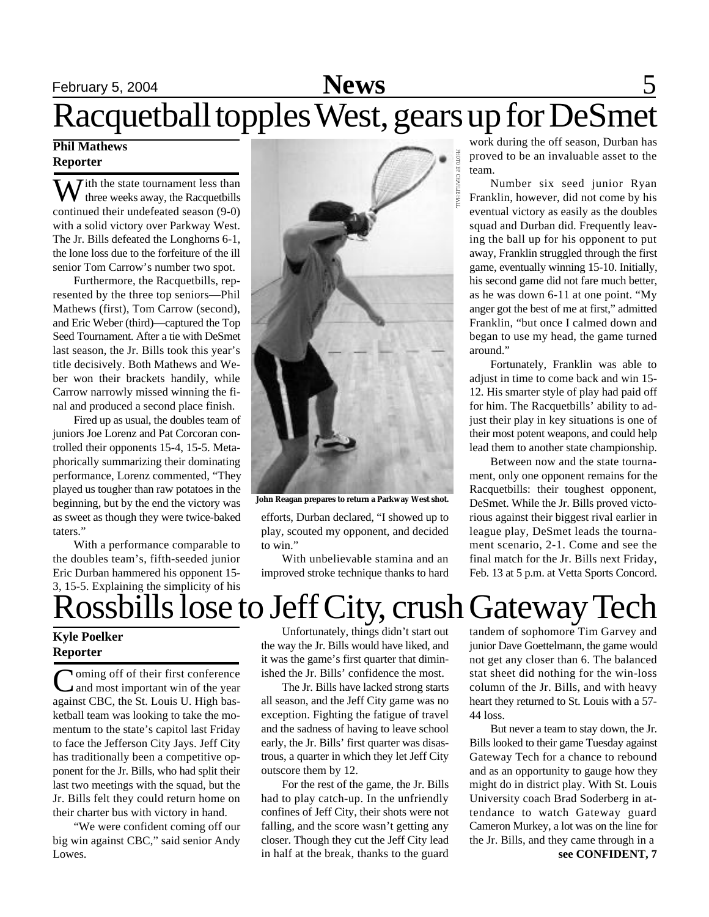# Racquetball topples West, gears up for DeSmet

**Phil Mathews**
**Reporter**

With the state tournament less than three weeks away, the Racquetbills continued their undefeated season (9-0) with a solid victory over Parkway West. The Jr. Bills defeated the Longhorns 6-1, the lone loss due to the forfeiture of the ill senior Tom Carrow's number two spot.

Furthermore, the Racquetbills, represented by the three top seniors—Phil Mathews (first), Tom Carrow (second), and Eric Weber (third)—captured the Top Seed Tournament. After a tie with DeSmet last season, the Jr. Bills took this year's title decisively. Both Mathews and Weber won their brackets handily, while Carrow narrowly missed winning the final and produced a second place finish.

Fired up as usual, the doubles team of juniors Joe Lorenz and Pat Corcoran controlled their opponents 15-4, 15-5. Metaphorically summarizing their dominating performance, Lorenz commented, "They played us tougher than raw potatoes in the beginning, but by the end the victory was as sweet as though they were twice-baked taters."

With a performance comparable to the doubles team's, fifth-seeded junior Eric Durban hammered his opponent 15-3, 15-5. Explaining the simplicity of his efforts, Durban declared, "I showed up to play, scouted my opponent, and decided to win."

PHOTO BY CHARLIE HALL

John Reagan prepares to return a Parkway West shot.

With unbelievable stamina and an improved stroke technique thanks to hard work during the off season, Durban has proved to be an invaluable asset to the team.

Number six seed junior Ryan Franklin, however, did not come by his eventual victory as easily as the doubles squad and Durban did. Frequently leaving the ball up for his opponent to put away, Franklin struggled through the first game, eventually winning 15-10. Initially, his second game did not fare much better, as he was down 6-11 at one point. "My anger got the best of me at first," admitted Franklin, "but once I calmed down and began to use my head, the game turned around."

Fortunately, Franklin was able to adjust in time to come back and win 15-12. His smarter style of play had paid off for him. The Racquetbills' ability to adjust their play in key situations is one of their most potent weapons, and could help lead them to another state championship.

Between now and the state tournament, only one opponent remains for the Racquetbills: their toughest opponent, DeSmet. While the Jr. Bills proved victorious against their biggest rival earlier in league play, DeSmet leads the tournament scenario, 2-1. Come and see the final match for the Jr. Bills next Friday, Feb. 13 at 5 p.m. at Vetta Sports Concord.

# Rossbills lose to Jeff City, crush Gateway Tech

**Kyle Poelker**
**Reporter**

Coming off of their first conference and most important win of the year against CBC, the St. Louis U. High basketball team was looking to take the momentum to the state's capitol last Friday to face the Jefferson City Jays. Jeff City has traditionally been a competitive opponent for the Jr. Bills, who had split their last two meetings with the squad, but the Jr. Bills felt they could return home on their charter bus with victory in hand.

"We were confident coming off our big win against CBC," said senior Andy Lowes.

Unfortunately, things didn't start out the way the Jr. Bills would have liked, and it was the game's first quarter that diminished the Jr. Bills' confidence the most.

The Jr. Bills have lacked strong starts all season, and the Jeff City game was no exception. Fighting the fatigue of travel and the sadness of having to leave school early, the Jr. Bills' first quarter was disastrous, a quarter in which they let Jeff City outscore them by 12.

For the rest of the game, the Jr. Bills had to play catch-up. In the unfriendly confines of Jeff City, their shots were not falling, and the score wasn't getting any closer. Though they cut the Jeff City lead in half at the break, thanks to the guard tandem of sophomore Tim Garvey and junior Dave Goettelmann, the game would not get any closer than 6. The balanced stat sheet did nothing for the win-loss column of the Jr. Bills, and with heavy heart they returned to St. Louis with a 57-44 loss.

But never a team to stay down, the Jr. Bills looked to their game Tuesday against Gateway Tech for a chance to rebound and as an opportunity to gauge how they might do in district play. With St. Louis University coach Brad Soderberg in attendance to watch Gateway guard Cameron Murkey, a lot was on the line for the Jr. Bills, and they came through in a

**see CONFIDENT, 7**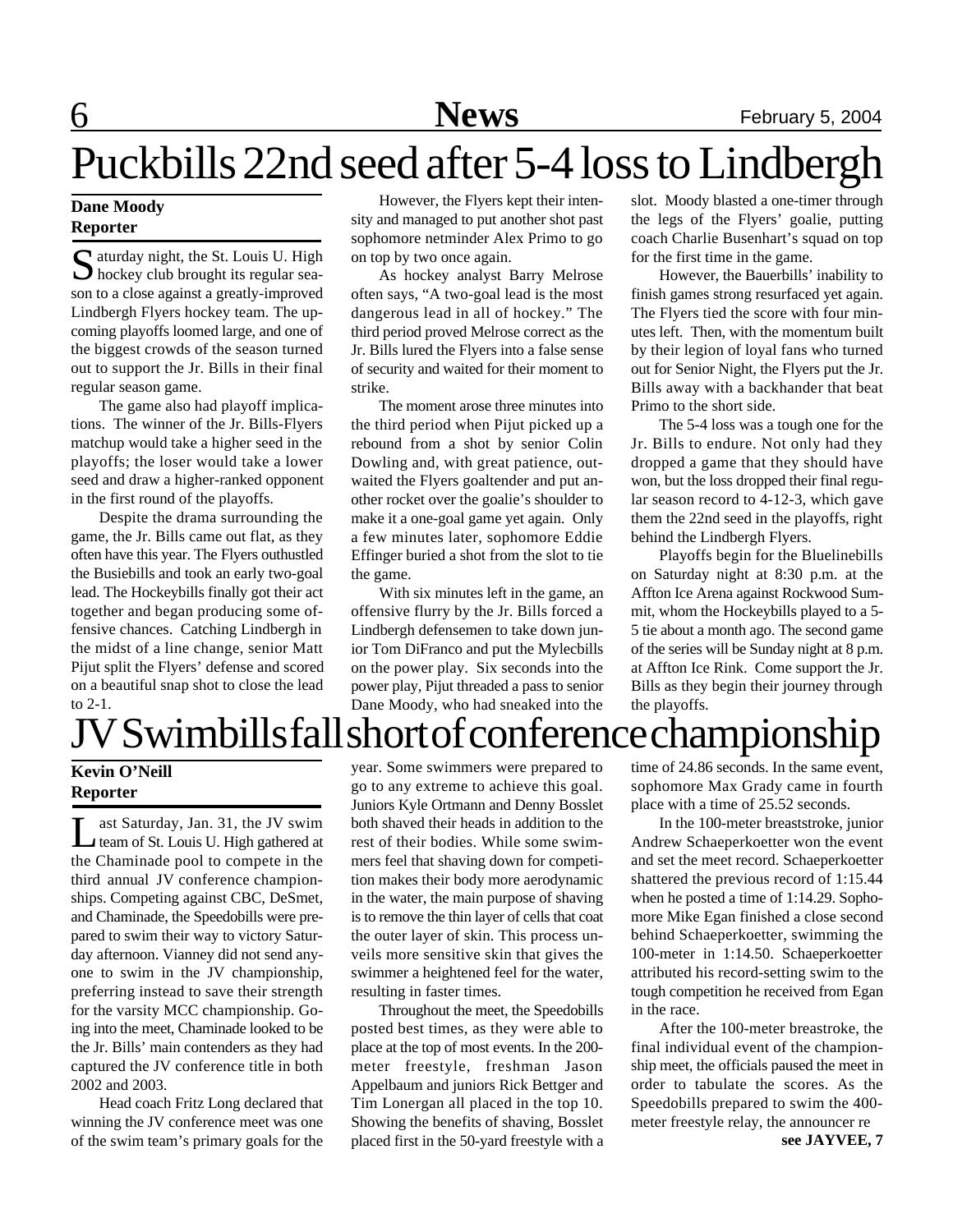# Puckbills 22nd seed after 5-4 loss to Lindbergh

**Dane Moody**
**Reporter**

Saturday night, the St. Louis U. High hockey club brought its regular season to a close against a greatly-improved Lindbergh Flyers hockey team. The upcoming playoffs loomed large, and one of the biggest crowds of the season turned out to support the Jr. Bills in their final regular season game.

The game also had playoff implications. The winner of the Jr. Bills-Flyers matchup would take a higher seed in the playoffs; the loser would take a lower seed and draw a higher-ranked opponent in the first round of the playoffs.

Despite the drama surrounding the game, the Jr. Bills came out flat, as they often have this year. The Flyers outhustled the Busiebills and took an early two-goal lead. The Hockeybills finally got their act together and began producing some offensive chances. Catching Lindbergh in the midst of a line change, senior Matt Pijut split the Flyers' defense and scored on a beautiful snap shot to close the lead to 2-1.

However, the Flyers kept their intensity and managed to put another shot past sophomore netminder Alex Primo to go on top by two once again.

As hockey analyst Barry Melrose often says, "A two-goal lead is the most dangerous lead in all of hockey." The third period proved Melrose correct as the Jr. Bills lured the Flyers into a false sense of security and waited for their moment to strike.

The moment arose three minutes into the third period when Pijut picked up a rebound from a shot by senior Colin Dowling and, with great patience, outwaited the Flyers goaltender and put another rocket over the goalie's shoulder to make it a one-goal game yet again. Only a few minutes later, sophomore Eddie Effinger buried a shot from the slot to tie the game.

With six minutes left in the game, an offensive flurry by the Jr. Bills forced a Lindbergh defensemen to take down junior Tom DiFranco and put the Mylecbills on the power play. Six seconds into the power play, Pijut threaded a pass to senior Dane Moody, who had sneaked into the slot. Moody blasted a one-timer through the legs of the Flyers' goalie, putting coach Charlie Busenhart's squad on top for the first time in the game.

However, the Bauerbills' inability to finish games strong resurfaced yet again. The Flyers tied the score with four minutes left. Then, with the momentum built by their legion of loyal fans who turned out for Senior Night, the Flyers put the Jr. Bills away with a backhander that beat Primo to the short side.

The 5-4 loss was a tough one for the Jr. Bills to endure. Not only had they dropped a game that they should have won, but the loss dropped their final regular season record to 4-12-3, which gave them the 22nd seed in the playoffs, right behind the Lindbergh Flyers.

Playoffs begin for the Bluelinebills on Saturday night at 8:30 p.m. at the Affton Ice Arena against Rockwood Summit, whom the Hockeybills played to a 5-5 tie about a month ago. The second game of the series will be Sunday night at 8 p.m. at Affton Ice Rink. Come support the Jr. Bills as they begin their journey through the playoffs.

# JV Swimbills fall short of conference championship

**Kevin O'Neill**
**Reporter**

Last Saturday, Jan. 31, the JV swim team of St. Louis U. High gathered at the Chaminade pool to compete in the third annual JV conference championships. Competing against CBC, DeSmet, and Chaminade, the Speedobills were prepared to swim their way to victory Saturday afternoon. Vianney did not send anyone to swim in the JV championship, preferring instead to save their strength for the varsity MCC championship. Going into the meet, Chaminade looked to be the Jr. Bills' main contenders as they had captured the JV conference title in both 2002 and 2003.

Head coach Fritz Long declared that winning the JV conference meet was one of the swim team's primary goals for the year. Some swimmers were prepared to go to any extreme to achieve this goal. Juniors Kyle Ortmann and Denny Bosslet both shaved their heads in addition to the rest of their bodies. While some swimmers feel that shaving down for competition makes their body more aerodynamic in the water, the main purpose of shaving is to remove the thin layer of cells that coat the outer layer of skin. This process unveils more sensitive skin that gives the swimmer a heightened feel for the water, resulting in faster times.

Throughout the meet, the Speedobills posted best times, as they were able to place at the top of most events. In the 200-meter freestyle, freshman Jason Appelbaum and juniors Rick Bettger and Tim Lonergan all placed in the top 10. Showing the benefits of shaving, Bosslet placed first in the 50-yard freestyle with a time of 24.86 seconds. In the same event, sophomore Max Grady came in fourth place with a time of 25.52 seconds.

In the 100-meter breaststroke, junior Andrew Schaeperkoetter won the event and set the meet record. Schaeperkoetter shattered the previous record of 1:15.44 when he posted a time of 1:14.29. Sophomore Mike Egan finished a close second behind Schaeperkoetter, swimming the 100-meter in 1:14.50. Schaeperkoetter attributed his record-setting swim to the tough competition he received from Egan in the race.

After the 100-meter breastroke, the final individual event of the championship meet, the officials paused the meet in order to tabulate the scores. As the Speedobills prepared to swim the 400-meter freestyle relay, the announcer re

**see JAYVEE, 7**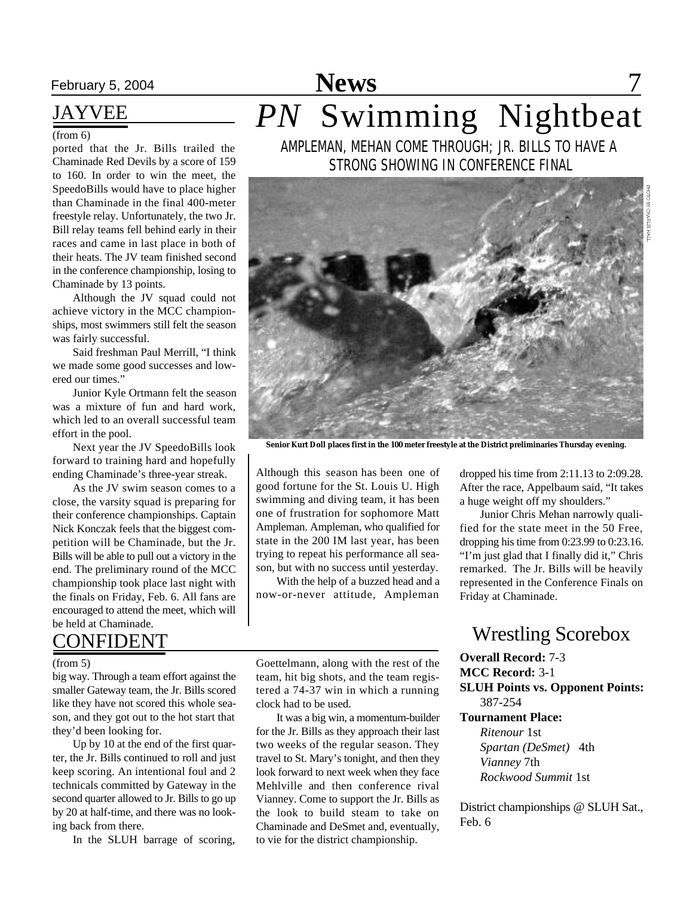## JAYVEE

(from 6)

ported that the Jr. Bills trailed the Chaminade Red Devils by a score of 159 to 160. In order to win the meet, the SpeedoBills would have to place higher than Chaminade in the final 400-meter freestyle relay. Unfortunately, the two Jr. Bill relay teams fell behind early in their races and came in last place in both of their heats. The JV team finished second in the conference championship, losing to Chaminade by 13 points.

Although the JV squad could not achieve victory in the MCC championships, most swimmers still felt the season was fairly successful.

Said freshman Paul Merrill, "I think we made some good successes and lowered our times."

Junior Kyle Ortmann felt the season was a mixture of fun and hard work, which led to an overall successful team effort in the pool.

Next year the JV SpeedoBills look forward to training hard and hopefully ending Chaminade's three-year streak.

As the JV swim season comes to a close, the varsity squad is preparing for their conference championships. Captain Nick Konczak feels that the biggest competition will be Chaminade, but the Jr. Bills will be able to pull out a victory in the end. The preliminary round of the MCC championship took place last night with the finals on Friday, Feb. 6. All fans are encouraged to attend the meet, which will be held at Chaminade.

# *PN* Swimming Nightbeat

### AMPLEMAN, MEHAN COME THROUGH; JR. BILLS TO HAVE A STRONG SHOWING IN CONFERENCE FINAL

PHOTO BY CHARLIE HALL

**Senior Kurt Doll places first in the 100 meter freestyle at the District preliminaries Thursday evening.**

Although this season has been one of good fortune for the St. Louis U. High swimming and diving team, it has been one of frustration for sophomore Matt Ampleman. Ampleman, who qualified for state in the 200 IM last year, has been trying to repeat his performance all season, but with no success until yesterday.

With the help of a buzzed head and a now-or-never attitude, Ampleman dropped his time from 2:11.13 to 2:09.28. After the race, Appelbaum said, "It takes a huge weight off my shoulders."

Junior Chris Mehan narrowly qualified for the state meet in the 50 Free, dropping his time from 0:23.99 to 0:23.16. "I'm just glad that I finally did it," Chris remarked. The Jr. Bills will be heavily represented in the Conference Finals on Friday at Chaminade.

## CONFIDENT

(from 5)

big way. Through a team effort against the smaller Gateway team, the Jr. Bills scored like they have not scored this whole season, and they got out to the hot start that they'd been looking for.

Up by 10 at the end of the first quarter, the Jr. Bills continued to roll and just keep scoring. An intentional foul and 2 technicals committed by Gateway in the second quarter allowed to Jr. Bills to go up by 20 at half-time, and there was no looking back from there.

In the SLUH barrage of scoring, Goettelmann, along with the rest of the team, hit big shots, and the team registered a 74-37 win in which a running clock had to be used.

It was a big win, a momentum-builder for the Jr. Bills as they approach their last two weeks of the regular season. They travel to St. Mary's tonight, and then they look forward to next week when they face Mehlville and then conference rival Vianney. Come to support the Jr. Bills as the look to build steam to take on Chaminade and DeSmet and, eventually, to vie for the district championship.

## Wrestling Scorebox

**Overall Record:** 7-3
**MCC Record:** 3-1
**SLUH Points vs. Opponent Points:** 387-254
**Tournament Place:**
*Ritenour* 1st
*Spartan (DeSmet)* 4th
*Vianney* 7th
*Rockwood Summit* 1st

District championships @ SLUH Sat., Feb. 6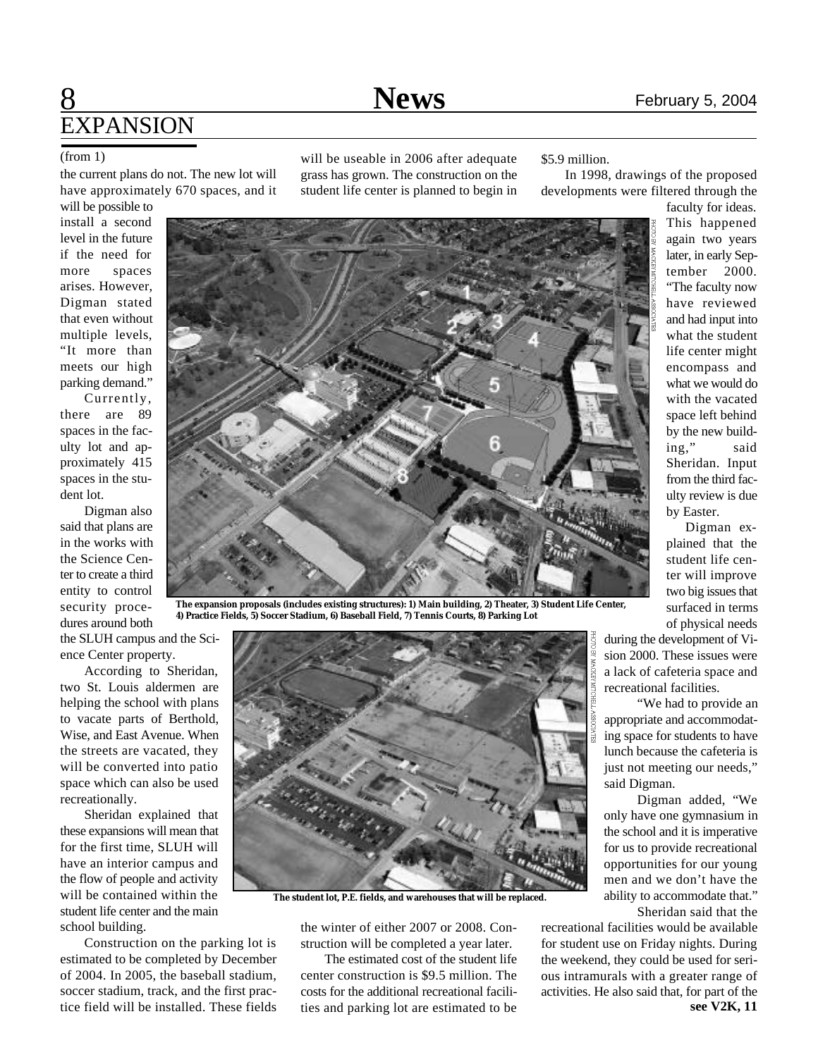# EXPANSION

(from 1)

the current plans do not. The new lot will have approximately 670 spaces, and it will be possible to install a second level in the future if the need for more spaces arises. However, Digman stated that even without multiple levels, "It more than meets our high parking demand."

Currently, there are 89 spaces in the faculty lot and approximately 415 spaces in the student lot.

Digman also said that plans are in the works with the Science Center to create a third entity to control security procedures around both the SLUH campus and the Science Center property.

According to Sheridan, two St. Louis aldermen are helping the school with plans to vacate parts of Berthold, Wise, and East Avenue. When the streets are vacated, they will be converted into patio space which can also be used recreationally.

Sheridan explained that these expansions will mean that for the first time, SLUH will have an interior campus and the flow of people and activity will be contained within the student life center and the main school building.

Construction on the parking lot is estimated to be completed by December of 2004. In 2005, the baseball stadium, soccer stadium, track, and the first practice field will be installed. These fields will be useable in 2006 after adequate grass has grown. The construction on the student life center is planned to begin in the winter of either 2007 or 2008. Construction will be completed a year later.

The estimated cost of the student life center construction is $9.5 million. The costs for the additional recreational facilities and parking lot are estimated to be $5.9 million.

In 1998, drawings of the proposed developments were filtered through the faculty for ideas. This happened again two years later, in early September 2000. "The faculty now have reviewed and had input into what the student life center might encompass and what we would do with the vacated space left behind by the new building," said Sheridan. Input from the third faculty review is due by Easter.

Digman explained that the student life center will improve two big issues that surfaced in terms of physical needs during the development of Vision 2000. These issues were a lack of cafeteria space and recreational facilities.

"We had to provide an appropriate and accommodating space for students to have lunch because the cafeteria is just not meeting our needs," said Digman.

Digman added, "We only have one gymnasium in the school and it is imperative for us to provide recreational opportunities for our young men and we don't have the ability to accommodate that."

Sheridan said that the recreational facilities would be available for student use on Friday nights. During the weekend, they could be used for serious intramurals with a greater range of activities. He also said that, for part of the

**see V2K, 11**

PHOTO BY MACKEY MITCHELL ASSOCIATES

**The expansion proposals (includes existing structures): 1) Main building, 2) Theater, 3) Student Life Center, 4) Practice Fields, 5) Soccer Stadium, 6) Baseball Field, 7) Tennis Courts, 8) Parking Lot**

PHOTO BY MACKEY MITCHELL ASSOCIATES

**The student lot, P.E. fields, and warehouses that will be replaced.**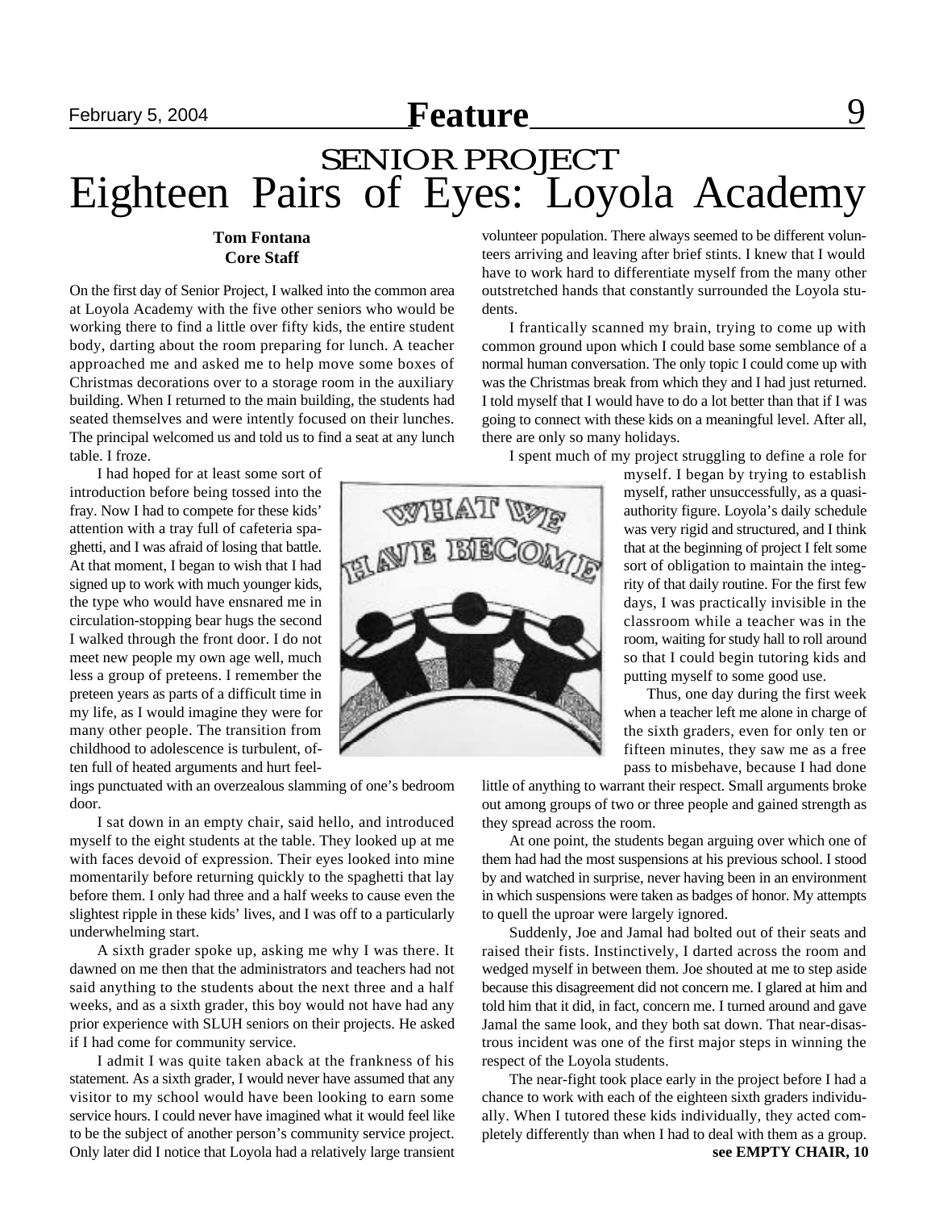# SENIOR PROJECT
# Eighteen Pairs of Eyes: Loyola Academy

**Tom Fontana**
**Core Staff**

On the first day of Senior Project, I walked into the common area at Loyola Academy with the five other seniors who would be working there to find a little over fifty kids, the entire student body, darting about the room preparing for lunch. A teacher approached me and asked me to help move some boxes of Christmas decorations over to a storage room in the auxiliary building. When I returned to the main building, the students had seated themselves and were intently focused on their lunches. The principal welcomed us and told us to find a seat at any lunch table. I froze.

I had hoped for at least some sort of introduction before being tossed into the fray. Now I had to compete for these kids' attention with a tray full of cafeteria spaghetti, and I was afraid of losing that battle. At that moment, I began to wish that I had signed up to work with much younger kids, the type who would have ensnared me in circulation-stopping bear hugs the second I walked through the front door. I do not meet new people my own age well, much less a group of preteens. I remember the preteen years as parts of a difficult time in my life, as I would imagine they were for many other people. The transition from childhood to adolescence is turbulent, often full of heated arguments and hurt feelings punctuated with an overzealous slamming of one's bedroom door.

I sat down in an empty chair, said hello, and introduced myself to the eight students at the table. They looked up at me with faces devoid of expression. Their eyes looked into mine momentarily before returning quickly to the spaghetti that lay before them. I only had three and a half weeks to cause even the slightest ripple in these kids' lives, and I was off to a particularly underwhelming start.

A sixth grader spoke up, asking me why I was there. It dawned on me then that the administrators and teachers had not said anything to the students about the next three and a half weeks, and as a sixth grader, this boy would not have had any prior experience with SLUH seniors on their projects. He asked if I had come for community service.

I admit I was quite taken aback at the frankness of his statement. As a sixth grader, I would never have assumed that any visitor to my school would have been looking to earn some service hours. I could never have imagined what it would feel like to be the subject of another person's community service project. Only later did I notice that Loyola had a relatively large transient volunteer population. There always seemed to be different volunteers arriving and leaving after brief stints. I knew that I would have to work hard to differentiate myself from the many other outstretched hands that constantly surrounded the Loyola students.

I frantically scanned my brain, trying to come up with common ground upon which I could base some semblance of a normal human conversation. The only topic I could come up with was the Christmas break from which they and I had just returned. I told myself that I would have to do a lot better than that if I was going to connect with these kids on a meaningful level. After all, there are only so many holidays.

I spent much of my project struggling to define a role for myself. I began by trying to establish myself, rather unsuccessfully, as a quasi-authority figure. Loyola's daily schedule was very rigid and structured, and I think that at the beginning of project I felt some sort of obligation to maintain the integrity of that daily routine. For the first few days, I was practically invisible in the classroom while a teacher was in the room, waiting for study hall to roll around so that I could begin tutoring kids and putting myself to some good use.

Thus, one day during the first week when a teacher left me alone in charge of the sixth graders, even for only ten or fifteen minutes, they saw me as a free pass to misbehave, because I had done little of anything to warrant their respect. Small arguments broke out among groups of two or three people and gained strength as they spread across the room.

At one point, the students began arguing over which one of them had had the most suspensions at his previous school. I stood by and watched in surprise, never having been in an environment in which suspensions were taken as badges of honor. My attempts to quell the uproar were largely ignored.

Suddenly, Joe and Jamal had bolted out of their seats and raised their fists. Instinctively, I darted across the room and wedged myself in between them. Joe shouted at me to step aside because this disagreement did not concern me. I glared at him and told him that it did, in fact, concern me. I turned around and gave Jamal the same look, and they both sat down. That near-disastrous incident was one of the first major steps in winning the respect of the Loyola students.

The near-fight took place early in the project before I had a chance to work with each of the eighteen sixth graders individually. When I tutored these kids individually, they acted completely differently than when I had to deal with them as a group.

**see EMPTY CHAIR, 10**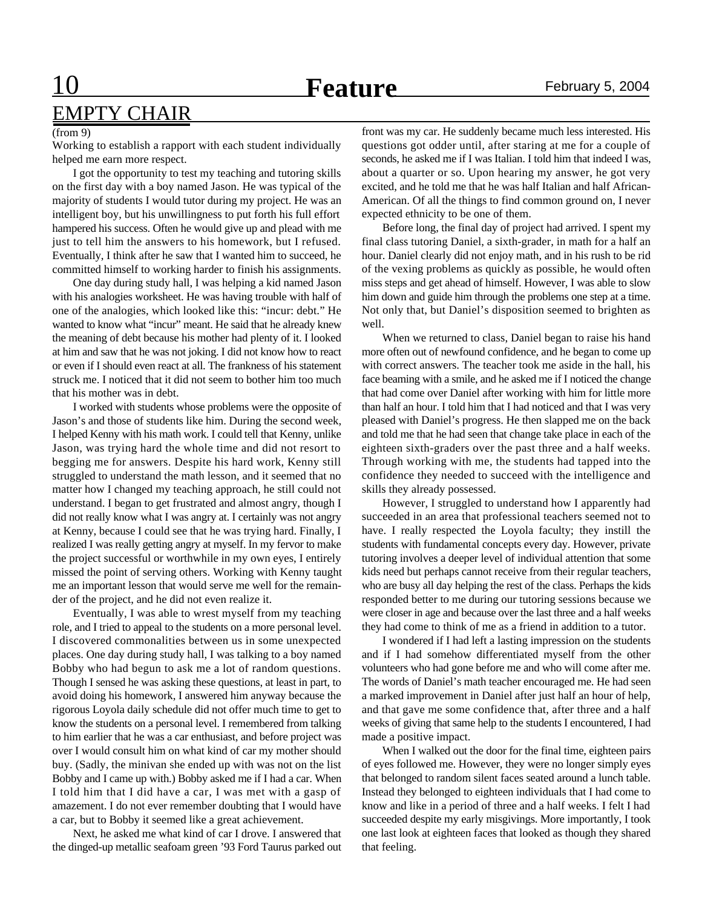## EMPTY CHAIR

(from 9)

Working to establish a rapport with each student individually helped me earn more respect.

I got the opportunity to test my teaching and tutoring skills on the first day with a boy named Jason. He was typical of the majority of students I would tutor during my project. He was an intelligent boy, but his unwillingness to put forth his full effort hampered his success. Often he would give up and plead with me just to tell him the answers to his homework, but I refused. Eventually, I think after he saw that I wanted him to succeed, he committed himself to working harder to finish his assignments.

One day during study hall, I was helping a kid named Jason with his analogies worksheet. He was having trouble with half of one of the analogies, which looked like this: "incur: debt." He wanted to know what "incur" meant. He said that he already knew the meaning of debt because his mother had plenty of it. I looked at him and saw that he was not joking. I did not know how to react or even if I should even react at all. The frankness of his statement struck me. I noticed that it did not seem to bother him too much that his mother was in debt.

I worked with students whose problems were the opposite of Jason's and those of students like him. During the second week, I helped Kenny with his math work. I could tell that Kenny, unlike Jason, was trying hard the whole time and did not resort to begging me for answers. Despite his hard work, Kenny still struggled to understand the math lesson, and it seemed that no matter how I changed my teaching approach, he still could not understand. I began to get frustrated and almost angry, though I did not really know what I was angry at. I certainly was not angry at Kenny, because I could see that he was trying hard. Finally, I realized I was really getting angry at myself. In my fervor to make the project successful or worthwhile in my own eyes, I entirely missed the point of serving others. Working with Kenny taught me an important lesson that would serve me well for the remainder of the project, and he did not even realize it.

Eventually, I was able to wrest myself from my teaching role, and I tried to appeal to the students on a more personal level. I discovered commonalities between us in some unexpected places. One day during study hall, I was talking to a boy named Bobby who had begun to ask me a lot of random questions. Though I sensed he was asking these questions, at least in part, to avoid doing his homework, I answered him anyway because the rigorous Loyola daily schedule did not offer much time to get to know the students on a personal level. I remembered from talking to him earlier that he was a car enthusiast, and before project was over I would consult him on what kind of car my mother should buy. (Sadly, the minivan she ended up with was not on the list Bobby and I came up with.) Bobby asked me if I had a car. When I told him that I did have a car, I was met with a gasp of amazement. I do not ever remember doubting that I would have a car, but to Bobby it seemed like a great achievement.

Next, he asked me what kind of car I drove. I answered that the dinged-up metallic seafoam green '93 Ford Taurus parked out front was my car. He suddenly became much less interested. His questions got odder until, after staring at me for a couple of seconds, he asked me if I was Italian. I told him that indeed I was, about a quarter or so. Upon hearing my answer, he got very excited, and he told me that he was half Italian and half African-American. Of all the things to find common ground on, I never expected ethnicity to be one of them.

Before long, the final day of project had arrived. I spent my final class tutoring Daniel, a sixth-grader, in math for a half an hour. Daniel clearly did not enjoy math, and in his rush to be rid of the vexing problems as quickly as possible, he would often miss steps and get ahead of himself. However, I was able to slow him down and guide him through the problems one step at a time. Not only that, but Daniel's disposition seemed to brighten as well.

When we returned to class, Daniel began to raise his hand more often out of newfound confidence, and he began to come up with correct answers. The teacher took me aside in the hall, his face beaming with a smile, and he asked me if I noticed the change that had come over Daniel after working with him for little more than half an hour. I told him that I had noticed and that I was very pleased with Daniel's progress. He then slapped me on the back and told me that he had seen that change take place in each of the eighteen sixth-graders over the past three and a half weeks. Through working with me, the students had tapped into the confidence they needed to succeed with the intelligence and skills they already possessed.

However, I struggled to understand how I apparently had succeeded in an area that professional teachers seemed not to have. I really respected the Loyola faculty; they instill the students with fundamental concepts every day. However, private tutoring involves a deeper level of individual attention that some kids need but perhaps cannot receive from their regular teachers, who are busy all day helping the rest of the class. Perhaps the kids responded better to me during our tutoring sessions because we were closer in age and because over the last three and a half weeks they had come to think of me as a friend in addition to a tutor.

I wondered if I had left a lasting impression on the students and if I had somehow differentiated myself from the other volunteers who had gone before me and who will come after me. The words of Daniel's math teacher encouraged me. He had seen a marked improvement in Daniel after just half an hour of help, and that gave me some confidence that, after three and a half weeks of giving that same help to the students I encountered, I had made a positive impact.

When I walked out the door for the final time, eighteen pairs of eyes followed me. However, they were no longer simply eyes that belonged to random silent faces seated around a lunch table. Instead they belonged to eighteen individuals that I had come to know and like in a period of three and a half weeks. I felt I had succeeded despite my early misgivings. More importantly, I took one last look at eighteen faces that looked as though they shared that feeling.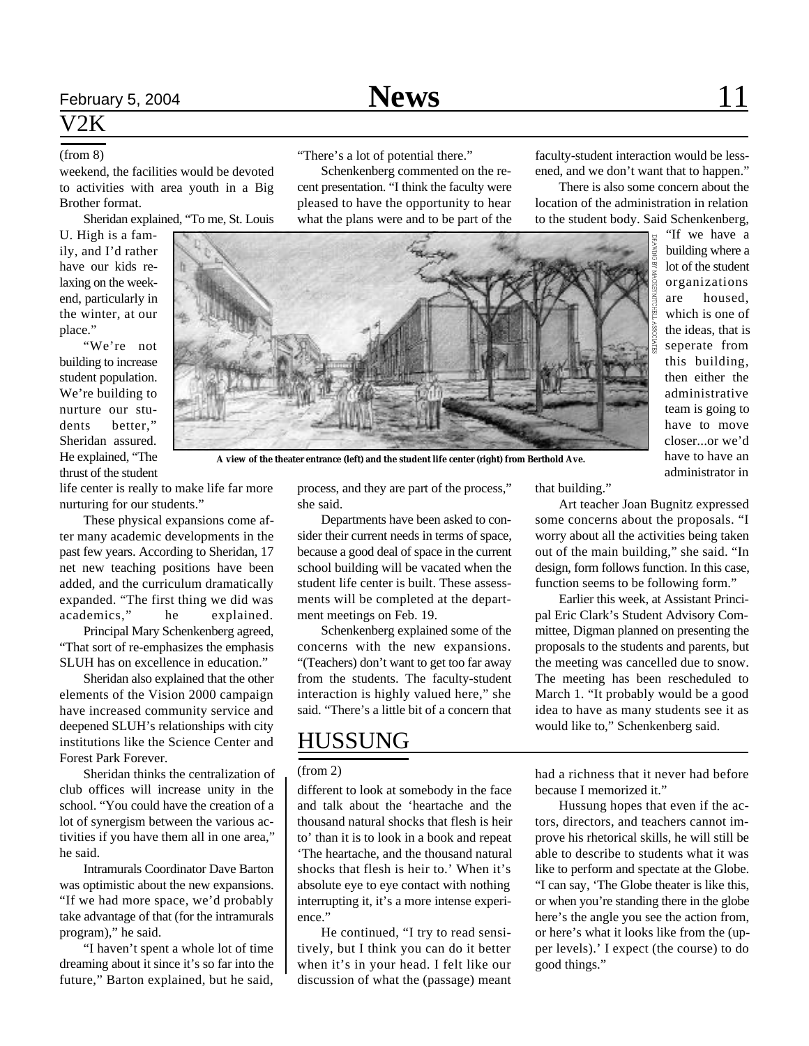## V2K

(from 8)

weekend, the facilities would be devoted to activities with area youth in a Big Brother format.

Sheridan explained, "To me, St. Louis U. High is a family, and I'd rather have our kids relaxing on the weekend, particularly in the winter, at our place."

"We're not building to increase student population. We're building to nurture our students better," Sheridan assured. He explained, "The thrust of the student life center is really to make life far more nurturing for our students."

These physical expansions come after many academic developments in the past few years. According to Sheridan, 17 net new teaching positions have been added, and the curriculum dramatically expanded. "The first thing we did was academics," he explained.

Principal Mary Schenkenberg agreed, "That sort of re-emphasizes the emphasis SLUH has on excellence in education."

Sheridan also explained that the other elements of the Vision 2000 campaign have increased community service and deepened SLUH's relationships with city institutions like the Science Center and Forest Park Forever.

Sheridan thinks the centralization of club offices will increase unity in the school. "You could have the creation of a lot of synergism between the various activities if you have them all in one area," he said.

Intramurals Coordinator Dave Barton was optimistic about the new expansions. "If we had more space, we'd probably take advantage of that (for the intramurals program)," he said.

"I haven't spent a whole lot of time dreaming about it since it's so far into the future," Barton explained, but he said, "There's a lot of potential there."

Schenkenberg commented on the recent presentation. "I think the faculty were pleased to have the opportunity to hear what the plans were and to be part of the process, and they are part of the process," she said.

DRAWING BY MACKEY MITCHELL ASSOCIATES

A view of the theater entrance (left) and the student life center (right) from Berthold Ave.

Departments have been asked to consider their current needs in terms of space, because a good deal of space in the current school building will be vacated when the student life center is built. These assessments will be completed at the department meetings on Feb. 19.

Schenkenberg explained some of the concerns with the new expansions. "(Teachers) don't want to get too far away from the students. The faculty-student interaction is highly valued here," she said. "There's a little bit of a concern that faculty-student interaction would be lessened, and we don't want that to happen."

There is also some concern about the location of the administration in relation to the student body. Said Schenkenberg, "If we have a building where a lot of the student organizations are housed, which is one of the ideas, that is seperate from this building, then either the administrative team is going to have to move closer...or we'd have to have an administrator in that building."

Art teacher Joan Bugnitz expressed some concerns about the proposals. "I worry about all the activities being taken out of the main building," she said. "In design, form follows function. In this case, function seems to be following form."

Earlier this week, at Assistant Principal Eric Clark's Student Advisory Committee, Digman planned on presenting the proposals to the students and parents, but the meeting was cancelled due to snow. The meeting has been rescheduled to March 1. "It probably would be a good idea to have as many students see it as would like to," Schenkenberg said.

## HUSSUNG

(from 2)

different to look at somebody in the face and talk about the 'heartache and the thousand natural shocks that flesh is heir to' than it is to look in a book and repeat 'The heartache, and the thousand natural shocks that flesh is heir to.' When it's absolute eye to eye contact with nothing interrupting it, it's a more intense experience."

He continued, "I try to read sensitively, but I think you can do it better when it's in your head. I felt like our discussion of what the (passage) meant had a richness that it never had before because I memorized it."

Hussung hopes that even if the actors, directors, and teachers cannot improve his rhetorical skills, he will still be able to describe to students what it was like to perform and spectate at the Globe. "I can say, 'The Globe theater is like this, or when you're standing there in the globe here's the angle you see the action from, or here's what it looks like from the (upper levels).' I expect (the course) to do good things."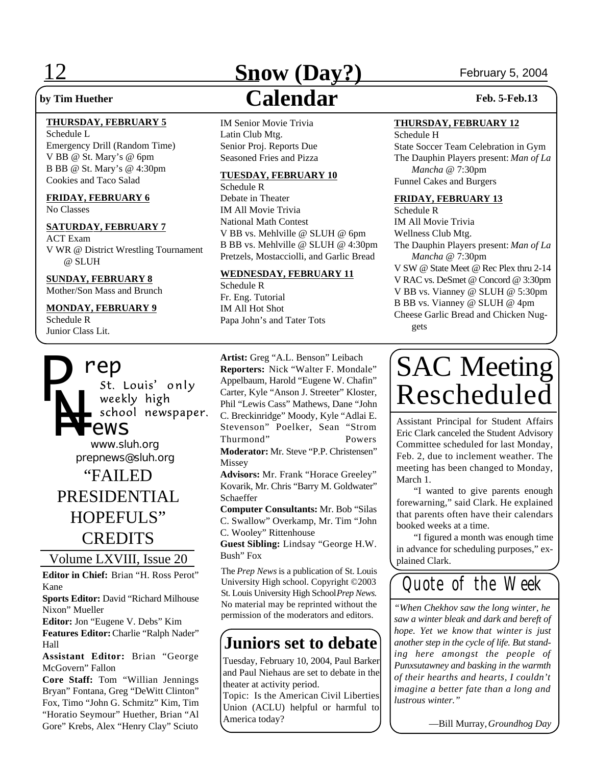# Snow (Day?) Calendar

**by Tim Huether** **Feb. 5-Feb.13**

**THURSDAY, FEBRUARY 5**
Schedule L
Emergency Drill (Random Time)
V BB @ St. Mary's @ 6pm
B BB @ St. Mary's @ 4:30pm
Cookies and Taco Salad

**FRIDAY, FEBRUARY 6**
No Classes

**SATURDAY, FEBRUARY 7**
ACT Exam
V WR @ District Wrestling Tournament @ SLUH

**SUNDAY, FEBRUARY 8**
Mother/Son Mass and Brunch

**MONDAY, FEBRUARY 9**
Schedule R
Junior Class Lit.
IM Senior Movie Trivia
Latin Club Mtg.
Senior Proj. Reports Due
Seasoned Fries and Pizza

**TUESDAY, FEBRUARY 10**
Schedule R
Debate in Theater
IM All Movie Trivia
National Math Contest
V BB vs. Mehlville @ SLUH @ 6pm
B BB vs. Mehlville @ SLUH @ 4:30pm
Pretzels, Mostacciolli, and Garlic Bread

**WEDNESDAY, FEBRUARY 11**
Schedule R
Fr. Eng. Tutorial
IM All Hot Shot
Papa John's and Tater Tots

**THURSDAY, FEBRUARY 12**
Schedule H
State Soccer Team Celebration in Gym
The Dauphin Players present: *Man of La Mancha* @ 7:30pm
Funnel Cakes and Burgers

**FRIDAY, FEBRUARY 13**
Schedule R
IM All Movie Trivia
Wellness Club Mtg.
The Dauphin Players present: *Man of La Mancha* @ 7:30pm
V SW @ State Meet @ Rec Plex thru 2-14
V RAC vs. DeSmet @ Concord @ 3:30pm
V BB vs. Vianney @ SLUH @ 5:30pm
B BB vs. Vianney @ SLUH @ 4pm
Cheese Garlic Bread and Chicken Nuggets

---

**Prep News**
St. Louis' only weekly high school newspaper.
www.sluh.org
prepnews@sluh.org

## "FAILED PRESIDENTIAL HOPEFULS" CREDITS

Volume LXVIII, Issue 20

**Editor in Chief:** Brian "H. Ross Perot" Kane
**Sports Editor:** David "Richard Milhouse Nixon" Mueller
**Editor:** Jon "Eugene V. Debs" Kim
**Features Editor:** Charlie "Ralph Nader" Hall
**Assistant Editor:** Brian "George McGovern" Fallon
**Core Staff:** Tom "Willian Jennings Bryan" Fontana, Greg "DeWitt Clinton" Fox, Timo "John G. Schmitz" Kim, Tim "Horatio Seymour" Huether, Brian "Al Gore" Krebs, Alex "Henry Clay" Sciuto
**Artist:** Greg "A.L. Benson" Leibach
**Reporters:** Nick "Walter F. Mondale" Appelbaum, Harold "Eugene W. Chafin" Carter, Kyle "Anson J. Streeter" Kloster, Phil "Lewis Cass" Mathews, Dane "John C. Breckinridge" Moody, Kyle "Adlai E. Stevenson" Poelker, Sean "Strom Thurmond" Powers
**Moderator:** Mr. Steve "P.P. Christensen" Missey
**Advisors:** Mr. Frank "Horace Greeley" Kovarik, Mr. Chris "Barry M. Goldwater" Schaeffer
**Computer Consultants:** Mr. Bob "Silas C. Swallow" Overkamp, Mr. Tim "John C. Wooley" Rittenhouse
**Guest Sibling:** Lindsay "George H.W. Bush" Fox

The *Prep News* is a publication of St. Louis University High school. Copyright ©2003 St. Louis University High School *Prep News*. No material may be reprinted without the permission of the moderators and editors.

## Juniors set to debate

Tuesday, February 10, 2004, Paul Barker and Paul Niehaus are set to debate in the theater at activity period.
Topic: Is the American Civil Liberties Union (ACLU) helpful or harmful to America today?

## SAC Meeting Rescheduled

Assistant Principal for Student Affairs Eric Clark canceled the Student Advisory Committee scheduled for last Monday, Feb. 2, due to inclement weather. The meeting has been changed to Monday, March 1.

"I wanted to give parents enough forewarning," said Clark. He explained that parents often have their calendars booked weeks at a time.

"I figured a month was enough time in advance for scheduling purposes," explained Clark.

## Quote of the Week

*"When Chekhov saw the long winter, he saw a winter bleak and dark and bereft of hope. Yet we know that winter is just another step in the cycle of life. But standing here amongst the people of Punxsutawney and basking in the warmth of their hearths and hearts, I couldn't imagine a better fate than a long and lustrous winter."*

—Bill Murray, *Groundhog Day*